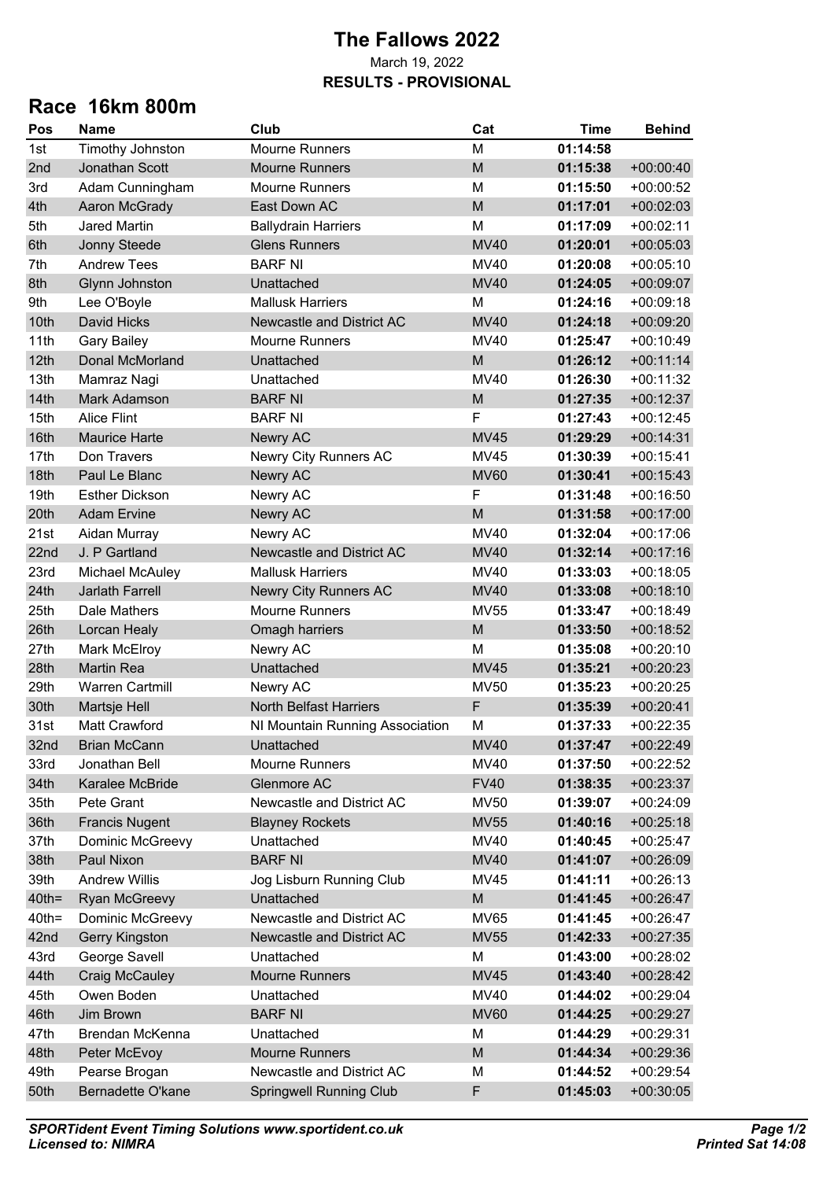# The Fallows 2022

March 19, 2022

**RESULTS - PROVISIONAL**

## Race 16km 800m

| Pos | Name | Club | Cat | Time | Behind |
|---|---|---|---|---|---|
| 1st | Timothy Johnston | Mourne Runners | M | **01:14:58** | |
| 2nd | Jonathan Scott | Mourne Runners | M | **01:15:38** | +00:00:40 |
| 3rd | Adam Cunningham | Mourne Runners | M | **01:15:50** | +00:00:52 |
| 4th | Aaron McGrady | East Down AC | M | **01:17:01** | +00:02:03 |
| 5th | Jared Martin | Ballydrain Harriers | M | **01:17:09** | +00:02:11 |
| 6th | Jonny Steede | Glens Runners | MV40 | **01:20:01** | +00:05:03 |
| 7th | Andrew Tees | BARF NI | MV40 | **01:20:08** | +00:05:10 |
| 8th | Glynn Johnston | Unattached | MV40 | **01:24:05** | +00:09:07 |
| 9th | Lee O'Boyle | Mallusk Harriers | M | **01:24:16** | +00:09:18 |
| 10th | David Hicks | Newcastle and District AC | MV40 | **01:24:18** | +00:09:20 |
| 11th | Gary Bailey | Mourne Runners | MV40 | **01:25:47** | +00:10:49 |
| 12th | Donal McMorland | Unattached | M | **01:26:12** | +00:11:14 |
| 13th | Mamraz Nagi | Unattached | MV40 | **01:26:30** | +00:11:32 |
| 14th | Mark Adamson | BARF NI | M | **01:27:35** | +00:12:37 |
| 15th | Alice Flint | BARF NI | F | **01:27:43** | +00:12:45 |
| 16th | Maurice Harte | Newry AC | MV45 | **01:29:29** | +00:14:31 |
| 17th | Don Travers | Newry City Runners AC | MV45 | **01:30:39** | +00:15:41 |
| 18th | Paul Le Blanc | Newry AC | MV60 | **01:30:41** | +00:15:43 |
| 19th | Esther Dickson | Newry AC | F | **01:31:48** | +00:16:50 |
| 20th | Adam Ervine | Newry AC | M | **01:31:58** | +00:17:00 |
| 21st | Aidan Murray | Newry AC | MV40 | **01:32:04** | +00:17:06 |
| 22nd | J. P Gartland | Newcastle and District AC | MV40 | **01:32:14** | +00:17:16 |
| 23rd | Michael McAuley | Mallusk Harriers | MV40 | **01:33:03** | +00:18:05 |
| 24th | Jarlath Farrell | Newry City Runners AC | MV40 | **01:33:08** | +00:18:10 |
| 25th | Dale Mathers | Mourne Runners | MV55 | **01:33:47** | +00:18:49 |
| 26th | Lorcan Healy | Omagh harriers | M | **01:33:50** | +00:18:52 |
| 27th | Mark McElroy | Newry AC | M | **01:35:08** | +00:20:10 |
| 28th | Martin Rea | Unattached | MV45 | **01:35:21** | +00:20:23 |
| 29th | Warren Cartmill | Newry AC | MV50 | **01:35:23** | +00:20:25 |
| 30th | Martsje Hell | North Belfast Harriers | F | **01:35:39** | +00:20:41 |
| 31st | Matt Crawford | NI Mountain Running Association | M | **01:37:33** | +00:22:35 |
| 32nd | Brian McCann | Unattached | MV40 | **01:37:47** | +00:22:49 |
| 33rd | Jonathan Bell | Mourne Runners | MV40 | **01:37:50** | +00:22:52 |
| 34th | Karalee McBride | Glenmore AC | FV40 | **01:38:35** | +00:23:37 |
| 35th | Pete Grant | Newcastle and District AC | MV50 | **01:39:07** | +00:24:09 |
| 36th | Francis Nugent | Blayney Rockets | MV55 | **01:40:16** | +00:25:18 |
| 37th | Dominic McGreevy | Unattached | MV40 | **01:40:45** | +00:25:47 |
| 38th | Paul Nixon | BARF NI | MV40 | **01:41:07** | +00:26:09 |
| 39th | Andrew Willis | Jog Lisburn Running Club | MV45 | **01:41:11** | +00:26:13 |
| 40th= | Ryan McGreevy | Unattached | M | **01:41:45** | +00:26:47 |
| 40th= | Dominic McGreevy | Newcastle and District AC | MV65 | **01:41:45** | +00:26:47 |
| 42nd | Gerry Kingston | Newcastle and District AC | MV55 | **01:42:33** | +00:27:35 |
| 43rd | George Savell | Unattached | M | **01:43:00** | +00:28:02 |
| 44th | Craig McCauley | Mourne Runners | MV45 | **01:43:40** | +00:28:42 |
| 45th | Owen Boden | Unattached | MV40 | **01:44:02** | +00:29:04 |
| 46th | Jim Brown | BARF NI | MV60 | **01:44:25** | +00:29:27 |
| 47th | Brendan McKenna | Unattached | M | **01:44:29** | +00:29:31 |
| 48th | Peter McEvoy | Mourne Runners | M | **01:44:34** | +00:29:36 |
| 49th | Pearse Brogan | Newcastle and District AC | M | **01:44:52** | +00:29:54 |
| 50th | Bernadette O'kane | Springwell Running Club | F | **01:45:03** | +00:30:05 |

***SPORTident Event Timing Solutions www.sportident.co.uk***
***Licensed to: NIMRA***

***Printed Sat 14:08***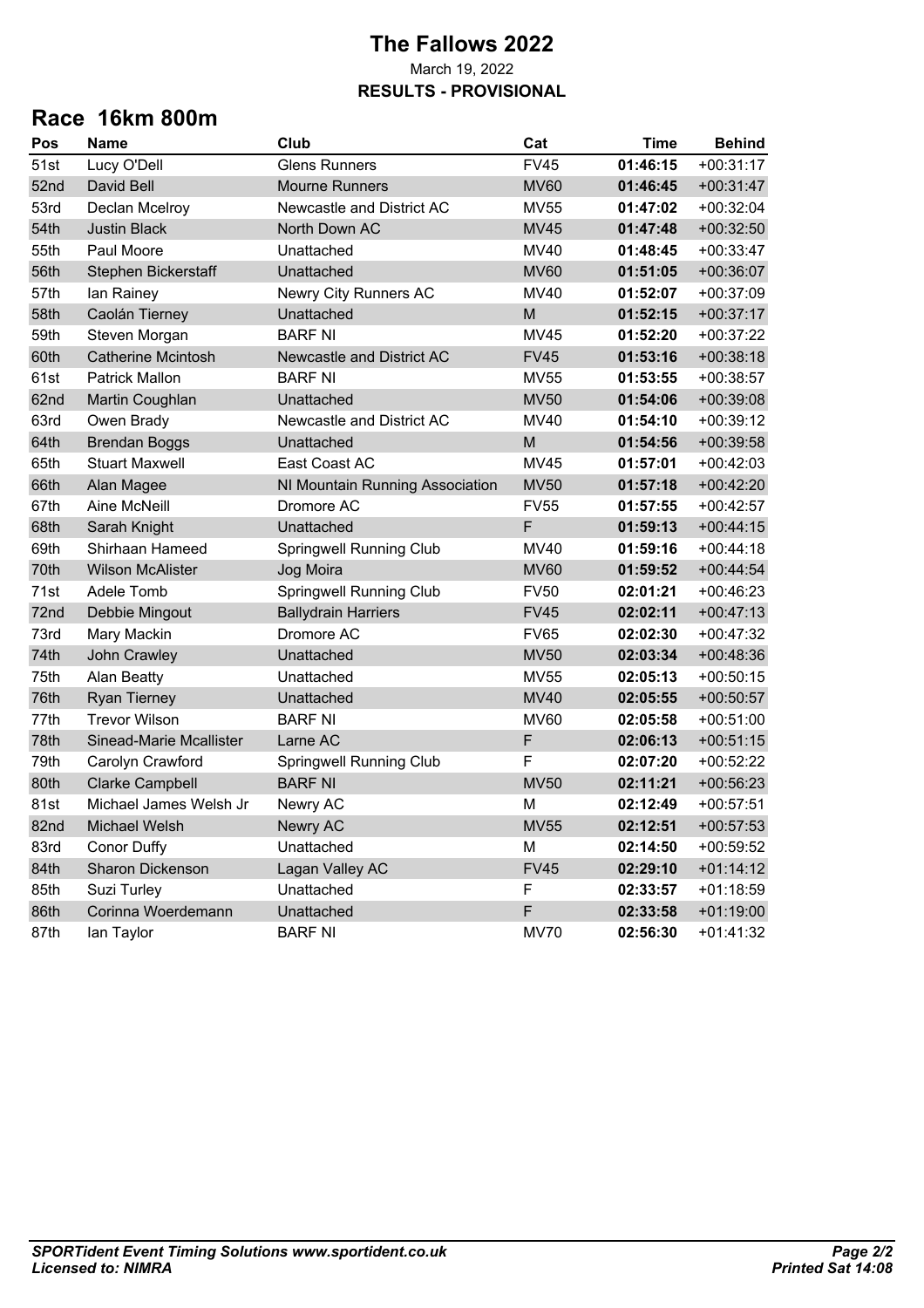# The Fallows 2022

March 19, 2022

**RESULTS - PROVISIONAL**

## Race 16km 800m

| Pos | Name | Club | Cat | Time | Behind |
|---|---|---|---|---|---|
| 51st | Lucy O'Dell | Glens Runners | FV45 | **01:46:15** | +00:31:17 |
| 52nd | David Bell | Mourne Runners | MV60 | **01:46:45** | +00:31:47 |
| 53rd | Declan Mcelroy | Newcastle and District AC | MV55 | **01:47:02** | +00:32:04 |
| 54th | Justin Black | North Down AC | MV45 | **01:47:48** | +00:32:50 |
| 55th | Paul Moore | Unattached | MV40 | **01:48:45** | +00:33:47 |
| 56th | Stephen Bickerstaff | Unattached | MV60 | **01:51:05** | +00:36:07 |
| 57th | Ian Rainey | Newry City Runners AC | MV40 | **01:52:07** | +00:37:09 |
| 58th | Caolán Tierney | Unattached | M | **01:52:15** | +00:37:17 |
| 59th | Steven Morgan | BARF NI | MV45 | **01:52:20** | +00:37:22 |
| 60th | Catherine Mcintosh | Newcastle and District AC | FV45 | **01:53:16** | +00:38:18 |
| 61st | Patrick Mallon | BARF NI | MV55 | **01:53:55** | +00:38:57 |
| 62nd | Martin Coughlan | Unattached | MV50 | **01:54:06** | +00:39:08 |
| 63rd | Owen Brady | Newcastle and District AC | MV40 | **01:54:10** | +00:39:12 |
| 64th | Brendan Boggs | Unattached | M | **01:54:56** | +00:39:58 |
| 65th | Stuart Maxwell | East Coast AC | MV45 | **01:57:01** | +00:42:03 |
| 66th | Alan Magee | NI Mountain Running Association | MV50 | **01:57:18** | +00:42:20 |
| 67th | Aine McNeill | Dromore AC | FV55 | **01:57:55** | +00:42:57 |
| 68th | Sarah Knight | Unattached | F | **01:59:13** | +00:44:15 |
| 69th | Shirhaan Hameed | Springwell Running Club | MV40 | **01:59:16** | +00:44:18 |
| 70th | Wilson McAlister | Jog Moira | MV60 | **01:59:52** | +00:44:54 |
| 71st | Adele Tomb | Springwell Running Club | FV50 | **02:01:21** | +00:46:23 |
| 72nd | Debbie Mingout | Ballydrain Harriers | FV45 | **02:02:11** | +00:47:13 |
| 73rd | Mary Mackin | Dromore AC | FV65 | **02:02:30** | +00:47:32 |
| 74th | John Crawley | Unattached | MV50 | **02:03:34** | +00:48:36 |
| 75th | Alan Beatty | Unattached | MV55 | **02:05:13** | +00:50:15 |
| 76th | Ryan Tierney | Unattached | MV40 | **02:05:55** | +00:50:57 |
| 77th | Trevor Wilson | BARF NI | MV60 | **02:05:58** | +00:51:00 |
| 78th | Sinead-Marie Mcallister | Larne AC | F | **02:06:13** | +00:51:15 |
| 79th | Carolyn Crawford | Springwell Running Club | F | **02:07:20** | +00:52:22 |
| 80th | Clarke Campbell | BARF NI | MV50 | **02:11:21** | +00:56:23 |
| 81st | Michael James Welsh Jr | Newry AC | M | **02:12:49** | +00:57:51 |
| 82nd | Michael Welsh | Newry AC | MV55 | **02:12:51** | +00:57:53 |
| 83rd | Conor Duffy | Unattached | M | **02:14:50** | +00:59:52 |
| 84th | Sharon Dickenson | Lagan Valley AC | FV45 | **02:29:10** | +01:14:12 |
| 85th | Suzi Turley | Unattached | F | **02:33:57** | +01:18:59 |
| 86th | Corinna Woerdemann | Unattached | F | **02:33:58** | +01:19:00 |
| 87th | Ian Taylor | BARF NI | MV70 | **02:56:30** | +01:41:32 |

***SPORTident Event Timing Solutions www.sportident.co.uk***
***Licensed to: NIMRA***

***Printed Sat 14:08***